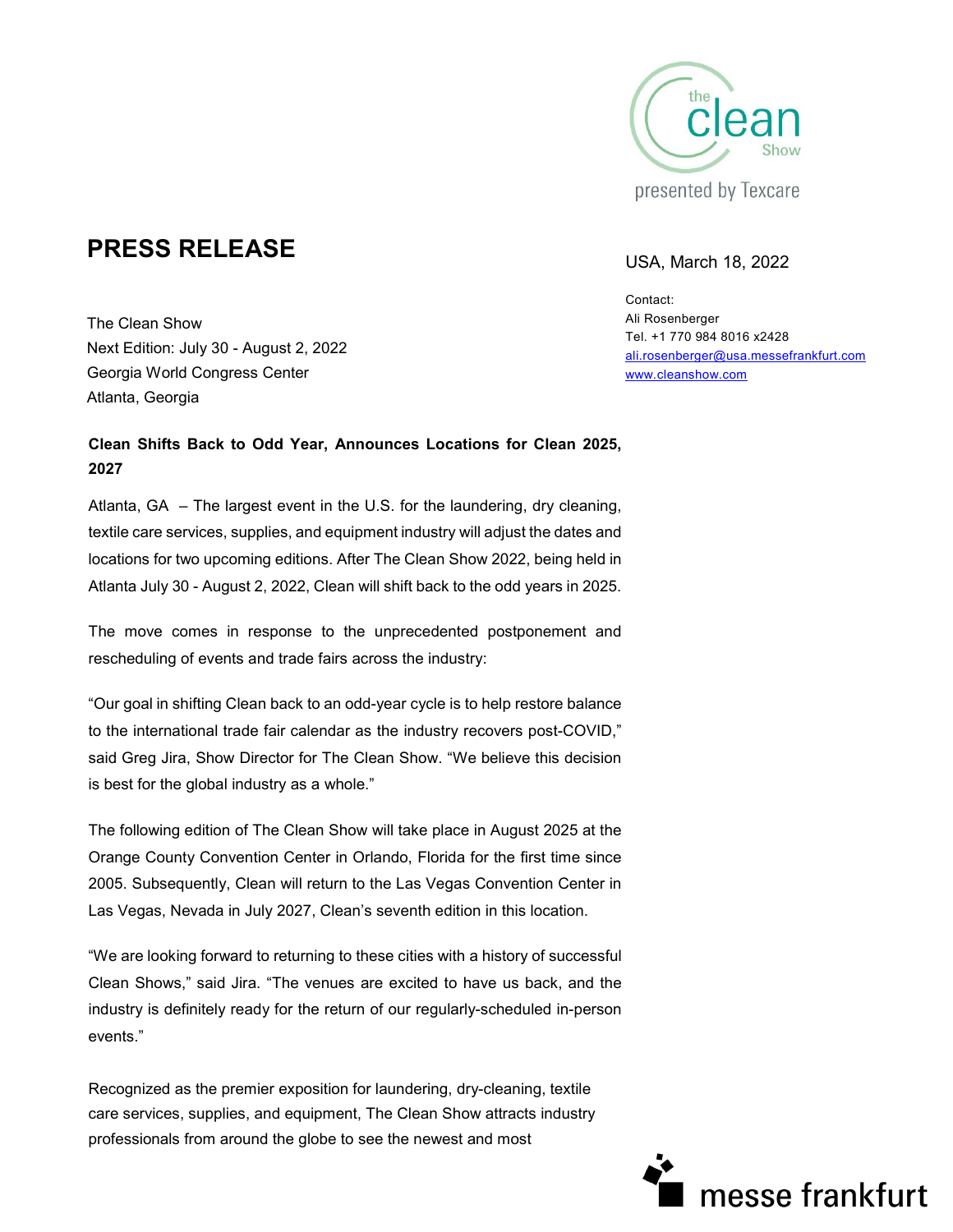# PRESS RELEASE

USA, March 18, 2022

Contact:
Ali Rosenberger
Tel. +1 770 984 8016 x2428
ali.rosenberger@usa.messefrankfurt.com
www.cleanshow.com

The Clean Show
Next Edition: July 30 - August 2, 2022
Georgia World Congress Center
Atlanta, Georgia

**Clean Shifts Back to Odd Year, Announces Locations for Clean 2025, 2027**

Atlanta, GA – The largest event in the U.S. for the laundering, dry cleaning, textile care services, supplies, and equipment industry will adjust the dates and locations for two upcoming editions. After The Clean Show 2022, being held in Atlanta July 30 - August 2, 2022, Clean will shift back to the odd years in 2025.

The move comes in response to the unprecedented postponement and rescheduling of events and trade fairs across the industry:

"Our goal in shifting Clean back to an odd-year cycle is to help restore balance to the international trade fair calendar as the industry recovers post-COVID," said Greg Jira, Show Director for The Clean Show. "We believe this decision is best for the global industry as a whole."

The following edition of The Clean Show will take place in August 2025 at the Orange County Convention Center in Orlando, Florida for the first time since 2005. Subsequently, Clean will return to the Las Vegas Convention Center in Las Vegas, Nevada in July 2027, Clean's seventh edition in this location.

"We are looking forward to returning to these cities with a history of successful Clean Shows," said Jira. "The venues are excited to have us back, and the industry is definitely ready for the return of our regularly-scheduled in-person events."

Recognized as the premier exposition for laundering, dry-cleaning, textile care services, supplies, and equipment, The Clean Show attracts industry professionals from around the globe to see the newest and most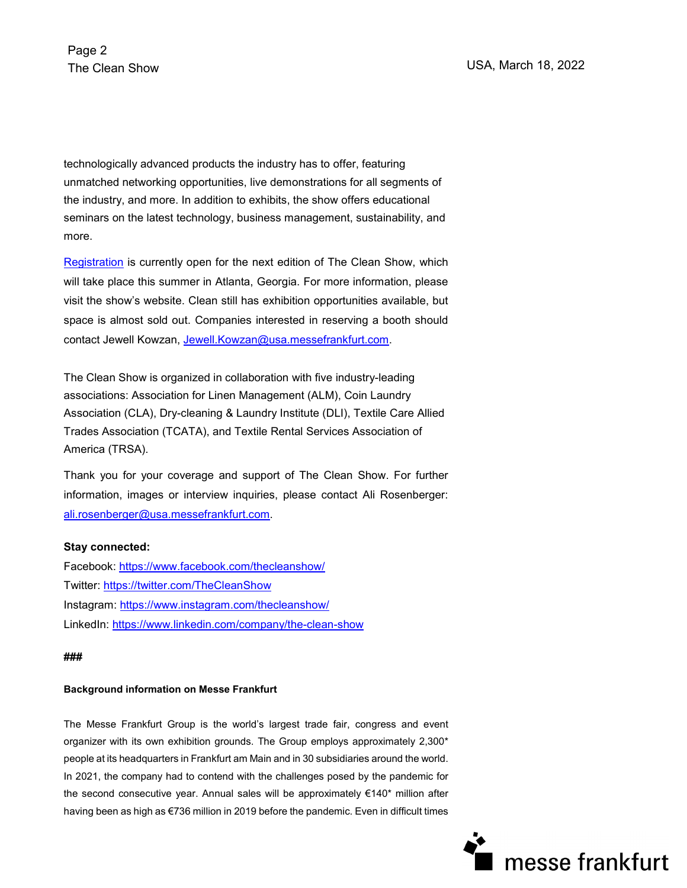technologically advanced products the industry has to offer, featuring unmatched networking opportunities, live demonstrations for all segments of the industry, and more. In addition to exhibits, the show offers educational seminars on the latest technology, business management, sustainability, and more.

Registration is currently open for the next edition of The Clean Show, which will take place this summer in Atlanta, Georgia. For more information, please visit the show's website. Clean still has exhibition opportunities available, but space is almost sold out. Companies interested in reserving a booth should contact Jewell Kowzan, Jewell.Kowzan@usa.messefrankfurt.com.

The Clean Show is organized in collaboration with five industry-leading associations: Association for Linen Management (ALM), Coin Laundry Association (CLA), Dry-cleaning & Laundry Institute (DLI), Textile Care Allied Trades Association (TCATA), and Textile Rental Services Association of America (TRSA).

Thank you for your coverage and support of The Clean Show. For further information, images or interview inquiries, please contact Ali Rosenberger: ali.rosenberger@usa.messefrankfurt.com.

**Stay connected:**

Facebook: https://www.facebook.com/thecleanshow/
Twitter: https://twitter.com/TheCleanShow
Instagram: https://www.instagram.com/thecleanshow/
LinkedIn: https://www.linkedin.com/company/the-clean-show

**###**

**Background information on Messe Frankfurt**

The Messe Frankfurt Group is the world's largest trade fair, congress and event organizer with its own exhibition grounds. The Group employs approximately 2,300* people at its headquarters in Frankfurt am Main and in 30 subsidiaries around the world. In 2021, the company had to contend with the challenges posed by the pandemic for the second consecutive year. Annual sales will be approximately €140* million after having been as high as €736 million in 2019 before the pandemic. Even in difficult times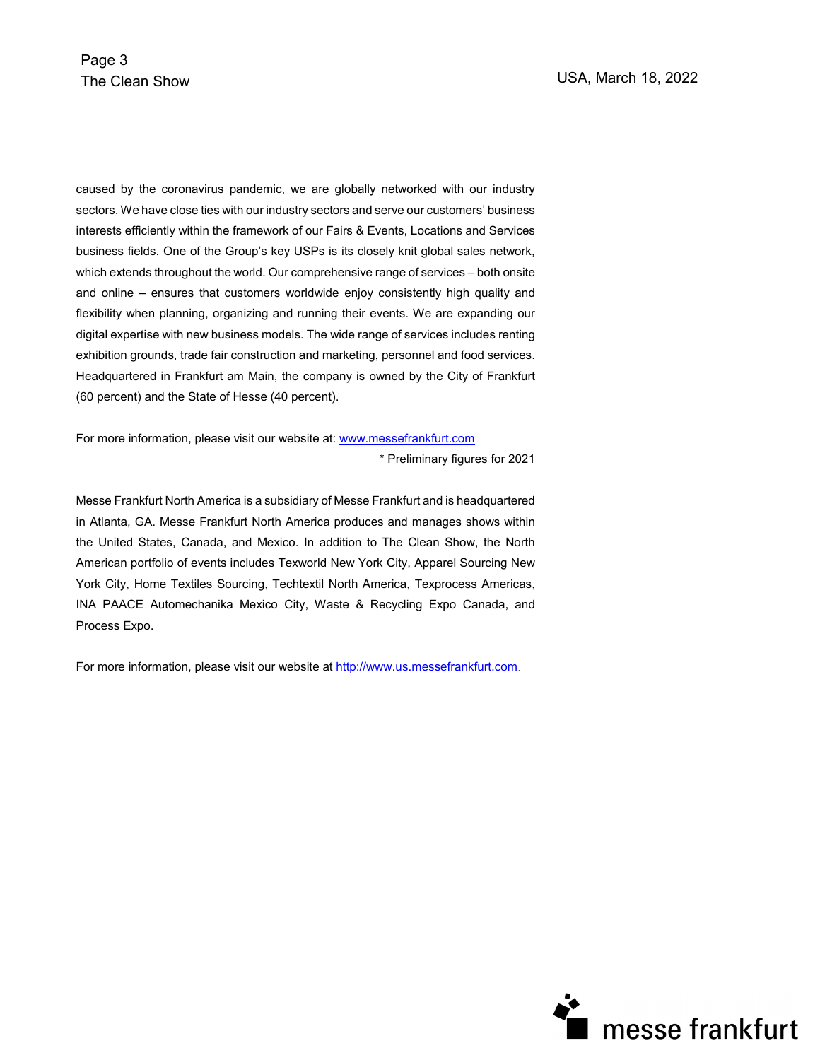caused by the coronavirus pandemic, we are globally networked with our industry sectors. We have close ties with our industry sectors and serve our customers' business interests efficiently within the framework of our Fairs & Events, Locations and Services business fields. One of the Group's key USPs is its closely knit global sales network, which extends throughout the world. Our comprehensive range of services – both onsite and online – ensures that customers worldwide enjoy consistently high quality and flexibility when planning, organizing and running their events. We are expanding our digital expertise with new business models. The wide range of services includes renting exhibition grounds, trade fair construction and marketing, personnel and food services. Headquartered in Frankfurt am Main, the company is owned by the City of Frankfurt (60 percent) and the State of Hesse (40 percent).

For more information, please visit our website at: www.messefrankfurt.com

\* Preliminary figures for 2021

Messe Frankfurt North America is a subsidiary of Messe Frankfurt and is headquartered in Atlanta, GA. Messe Frankfurt North America produces and manages shows within the United States, Canada, and Mexico. In addition to The Clean Show, the North American portfolio of events includes Texworld New York City, Apparel Sourcing New York City, Home Textiles Sourcing, Techtextil North America, Texprocess Americas, INA PAACE Automechanika Mexico City, Waste & Recycling Expo Canada, and Process Expo.

For more information, please visit our website at http://www.us.messefrankfurt.com.